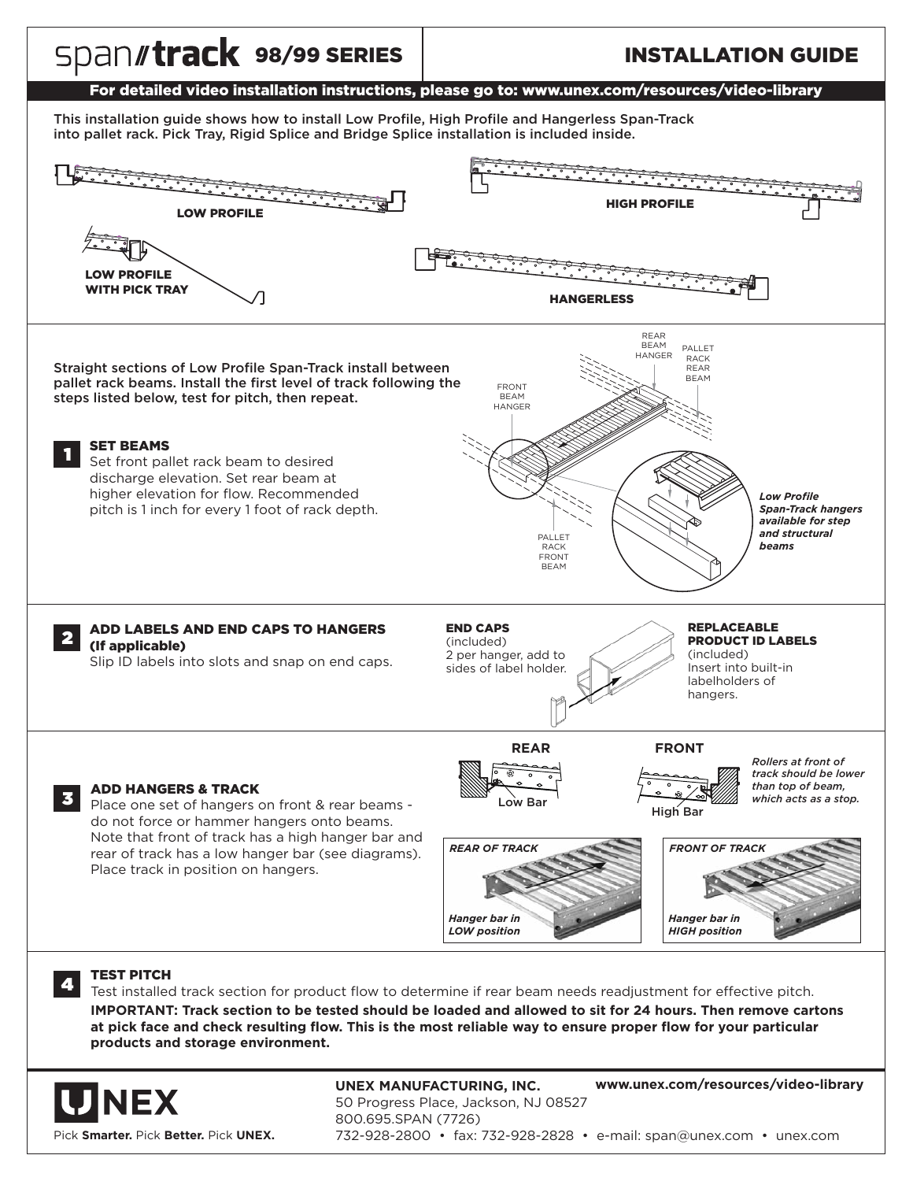# span//track 98/99 SERIES

## INSTALLATION GUIDE

**For detailed video installation instructions, please go to: www.unex.com/resources/video-library**

This installation guide shows how to install Low Profile, High Profile and Hangerless Span-Track into pallet rack. Pick Tray, Rigid Splice and Bridge Splice installation is included inside.

LOW PROFILE

HIGH PROFILE

LOW PROFILE WITH PICK TRAY

HANGERLESS

Straight sections of Low Profile Span-Track install between pallet rack beams. Install the first level of track following the steps listed below, test for pitch, then repeat.

REAR BEAM HANGER

PALLET RACK REAR BEAM

FRONT BEAM HANGER

PALLET RACK FRONT BEAM

*Low Profile Span-Track hangers available for step and structural beams*

### 1 SET BEAMS

Set front pallet rack beam to desired discharge elevation. Set rear beam at higher elevation for flow. Recommended pitch is 1 inch for every 1 foot of rack depth.

### 2 ADD LABELS AND END CAPS TO HANGERS (If applicable)

Slip ID labels into slots and snap on end caps.

**END CAPS**
(included)
2 per hanger, add to sides of label holder.

**REPLACEABLE PRODUCT ID LABELS**
(included)
Insert into built-in labelholders of hangers.

### 3 ADD HANGERS & TRACK

Place one set of hangers on front & rear beams - do not force or hammer hangers onto beams. Note that front of track has a high hanger bar and rear of track has a low hanger bar (see diagrams). Place track in position on hangers.

**REAR** — Low Bar

**FRONT** — High Bar

*Rollers at front of track should be lower than top of beam, which acts as a stop.*

*REAR OF TRACK* — *Hanger bar in LOW position*

*FRONT OF TRACK* — *Hanger bar in HIGH position*

### 4 TEST PITCH

Test installed track section for product flow to determine if rear beam needs readjustment for effective pitch.

**IMPORTANT: Track section to be tested should be loaded and allowed to sit for 24 hours. Then remove cartons at pick face and check resulting flow. This is the most reliable way to ensure proper flow for your particular products and storage environment.**

UNEX

Pick **Smarter.** Pick **Better.** Pick **UNEX.**

**UNEX MANUFACTURING, INC.**
50 Progress Place, Jackson, NJ 08527
800.695.SPAN (7726)
732-928-2800 • fax: 732-928-2828 • e-mail: span@unex.com • unex.com

**www.unex.com/resources/video-library**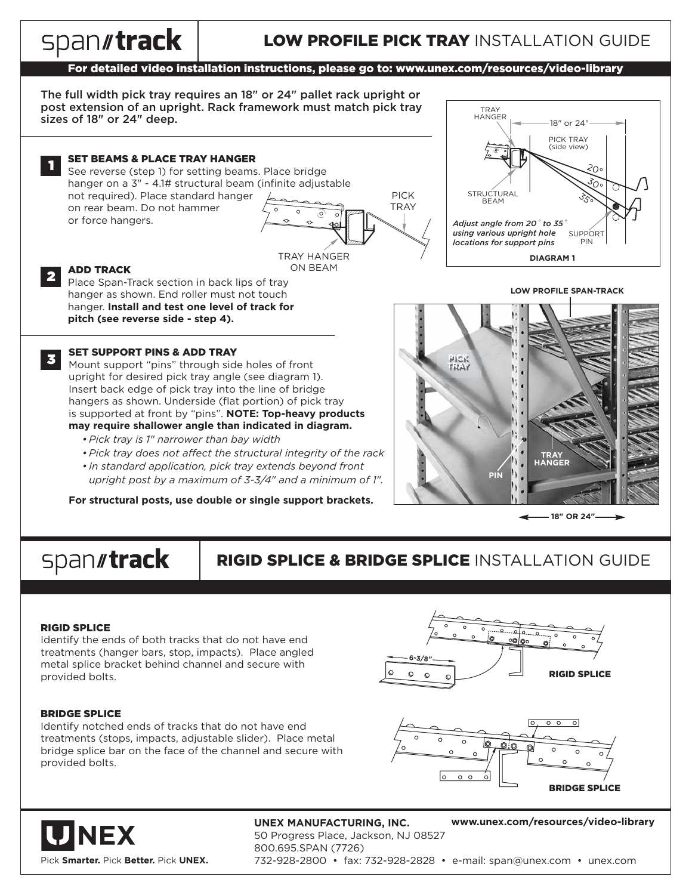# span//track — LOW PROFILE PICK TRAY INSTALLATION GUIDE

**For detailed video installation instructions, please go to: www.unex.com/resources/video-library**

The full width pick tray requires an 18" or 24" pallet rack upright or post extension of an upright. Rack framework must match pick tray sizes of 18" or 24" deep.

### 1 SET BEAMS & PLACE TRAY HANGER

See reverse (step 1) for setting beams. Place bridge hanger on a 3" - 4.1# structural beam (infinite adjustable not required). Place standard hanger on rear beam. Do not hammer or force hangers.

PICK TRAY

TRAY HANGER ON BEAM

### 2 ADD TRACK

Place Span-Track section in back lips of tray hanger as shown. End roller must not touch hanger. **Install and test one level of track for pitch (see reverse side - step 4).**

### 3 SET SUPPORT PINS & ADD TRAY

Mount support "pins" through side holes of front upright for desired pick tray angle (see diagram 1). Insert back edge of pick tray into the line of bridge hangers as shown. Underside (flat portion) of pick tray is supported at front by "pins". **NOTE: Top-heavy products may require shallower angle than indicated in diagram.**

- *Pick tray is 1" narrower than bay width*
- *Pick tray does not affect the structural integrity of the rack*
- *In standard application, pick tray extends beyond front upright post by a maximum of 3-3/4" and a minimum of 1".*

**For structural posts, use double or single support brackets.**

TRAY HANGER — 18" or 24" — PICK TRAY (side view) — 20° — 30° — 35° — STRUCTURAL BEAM — SUPPORT PIN

*Adjust angle from 20˚ to 35˚ using various upright hole locations for support pins*

**DIAGRAM 1**

LOW PROFILE SPAN-TRACK — PICK TRAY — TRAY HANGER — PIN — 18" OR 24"

# span//track — RIGID SPLICE & BRIDGE SPLICE INSTALLATION GUIDE

### RIGID SPLICE

Identify the ends of both tracks that do not have end treatments (hanger bars, stop, impacts). Place angled metal splice bracket behind channel and secure with provided bolts.

6-3/8"

**RIGID SPLICE**

### BRIDGE SPLICE

Identify notched ends of tracks that do not have end treatments (stops, impacts, adjustable slider). Place metal bridge splice bar on the face of the channel and secure with provided bolts.

**BRIDGE SPLICE**

UNEX

Pick **Smarter.** Pick **Better.** Pick **UNEX.**

**UNEX MANUFACTURING, INC.**
50 Progress Place, Jackson, NJ 08527
800.695.SPAN (7726)
732-928-2800 • fax: 732-928-2828 • e-mail: span@unex.com • unex.com

**www.unex.com/resources/video-library**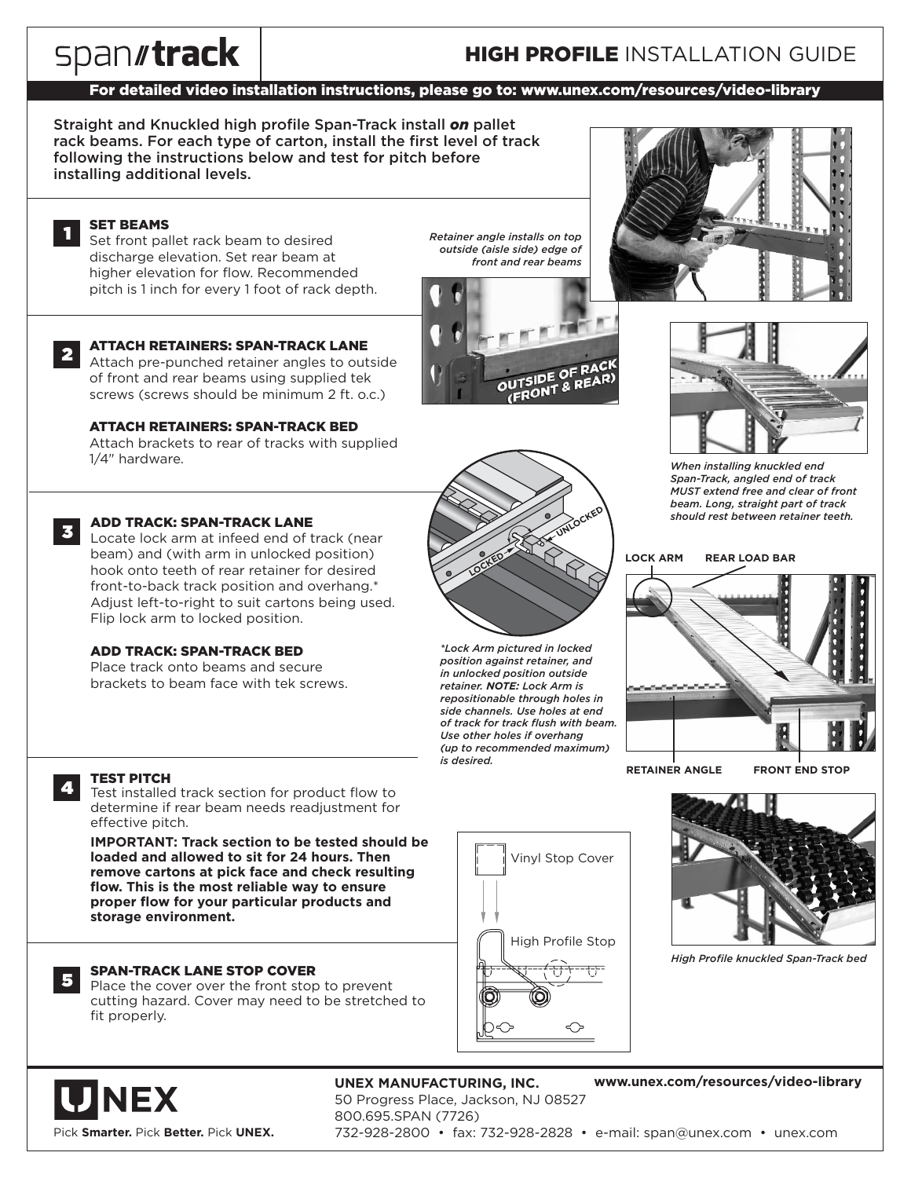# span//track

## HIGH PROFILE INSTALLATION GUIDE

**For detailed video installation instructions, please go to: www.unex.com/resources/video-library**

Straight and Knuckled high profile Span-Track install ***on*** pallet rack beams. For each type of carton, install the first level of track following the instructions below and test for pitch before installing additional levels.

### 1 SET BEAMS

Set front pallet rack beam to desired discharge elevation. Set rear beam at higher elevation for flow. Recommended pitch is 1 inch for every 1 foot of rack depth.

*Retainer angle installs on top outside (aisle side) edge of front and rear beams*

OUTSIDE OF RACK (FRONT & REAR)

### 2 ATTACH RETAINERS: SPAN-TRACK LANE

Attach pre-punched retainer angles to outside of front and rear beams using supplied tek screws (screws should be minimum 2 ft. o.c.)

#### ATTACH RETAINERS: SPAN-TRACK BED

Attach brackets to rear of tracks with supplied 1/4″ hardware.

*When installing knuckled end Span-Track, angled end of track MUST extend free and clear of front beam. Long, straight part of track should rest between retainer teeth.*

### 3 ADD TRACK: SPAN-TRACK LANE

Locate lock arm at infeed end of track (near beam) and (with arm in unlocked position) hook onto teeth of rear retainer for desired front-to-back track position and overhang.* Adjust left-to-right to suit cartons being used. Flip lock arm to locked position.

#### ADD TRACK: SPAN-TRACK BED

Place track onto beams and secure brackets to beam face with tek screws.

LOCKED — UNLOCKED

*\*Lock Arm pictured in locked position against retainer, and in unlocked position outside retainer. **NOTE:** Lock Arm is repositionable through holes in side channels. Use holes at end of track for track flush with beam. Use other holes if overhang (up to recommended maximum) is desired.*

LOCK ARM — REAR LOAD BAR — RETAINER ANGLE — FRONT END STOP

### 4 TEST PITCH

Test installed track section for product flow to determine if rear beam needs readjustment for effective pitch.

**IMPORTANT: Track section to be tested should be loaded and allowed to sit for 24 hours. Then remove cartons at pick face and check resulting flow. This is the most reliable way to ensure proper flow for your particular products and storage environment.**

Vinyl Stop Cover

High Profile Stop

*High Profile knuckled Span-Track bed*

### 5 SPAN-TRACK LANE STOP COVER

Place the cover over the front stop to prevent cutting hazard. Cover may need to be stretched to fit properly.

UNEX

Pick **Smarter.** Pick **Better.** Pick **UNEX.**

**UNEX MANUFACTURING, INC.**
50 Progress Place, Jackson, NJ 08527
800.695.SPAN (7726)
732-928-2800 • fax: 732-928-2828 • e-mail: span@unex.com • unex.com

**www.unex.com/resources/video-library**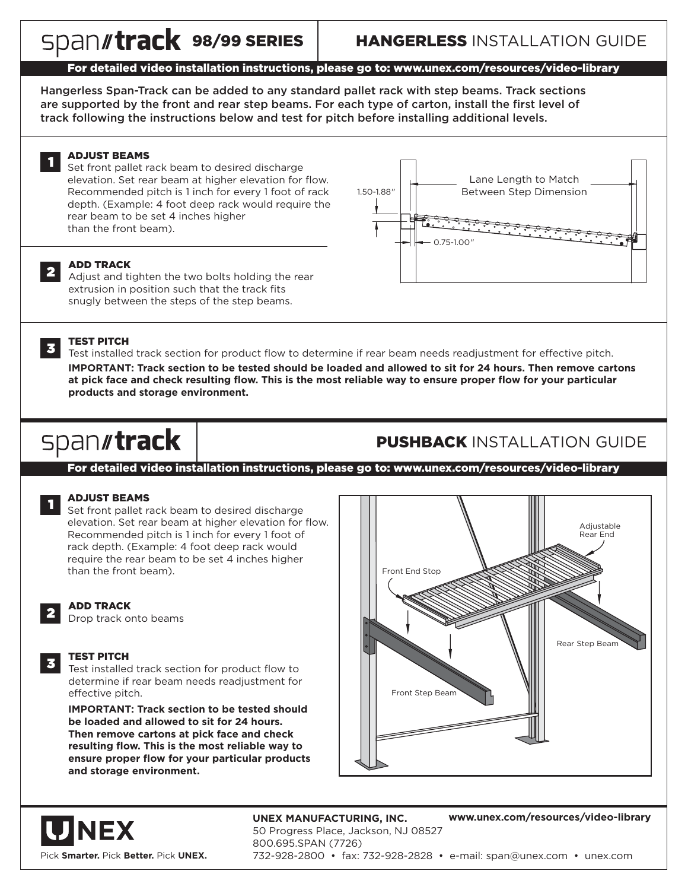# span//track 98/99 SERIES

## HANGERLESS INSTALLATION GUIDE

**For detailed video installation instructions, please go to: www.unex.com/resources/video-library**

Hangerless Span-Track can be added to any standard pallet rack with step beams. Track sections are supported by the front and rear step beams. For each type of carton, install the first level of track following the instructions below and test for pitch before installing additional levels.

### 1 ADJUST BEAMS

Set front pallet rack beam to desired discharge elevation. Set rear beam at higher elevation for flow. Recommended pitch is 1 inch for every 1 foot of rack depth. (Example: 4 foot deep rack would require the rear beam to be set 4 inches higher than the front beam).

1.50-1.88″

Lane Length to Match Between Step Dimension

0.75-1.00″

### 2 ADD TRACK

Adjust and tighten the two bolts holding the rear extrusion in position such that the track fits snugly between the steps of the step beams.

### 3 TEST PITCH

Test installed track section for product flow to determine if rear beam needs readjustment for effective pitch.

**IMPORTANT: Track section to be tested should be loaded and allowed to sit for 24 hours. Then remove cartons at pick face and check resulting flow. This is the most reliable way to ensure proper flow for your particular products and storage environment.**

# span//track

## PUSHBACK INSTALLATION GUIDE

**For detailed video installation instructions, please go to: www.unex.com/resources/video-library**

### 1 ADJUST BEAMS

Set front pallet rack beam to desired discharge elevation. Set rear beam at higher elevation for flow. Recommended pitch is 1 inch for every 1 foot of rack depth. (Example: 4 foot deep rack would require the rear beam to be set 4 inches higher than the front beam).

### 2 ADD TRACK

Drop track onto beams

### 3 TEST PITCH

Test installed track section for product flow to determine if rear beam needs readjustment for effective pitch.

**IMPORTANT: Track section to be tested should be loaded and allowed to sit for 24 hours. Then remove cartons at pick face and check resulting flow. This is the most reliable way to ensure proper flow for your particular products and storage environment.**

Adjustable Rear End

Front End Stop

Rear Step Beam

Front Step Beam

UNEX

Pick **Smarter.** Pick **Better.** Pick **UNEX.**

**UNEX MANUFACTURING, INC.**
50 Progress Place, Jackson, NJ 08527
800.695.SPAN (7726)
732-928-2800 • fax: 732-928-2828 • e-mail: span@unex.com • unex.com

**www.unex.com/resources/video-library**